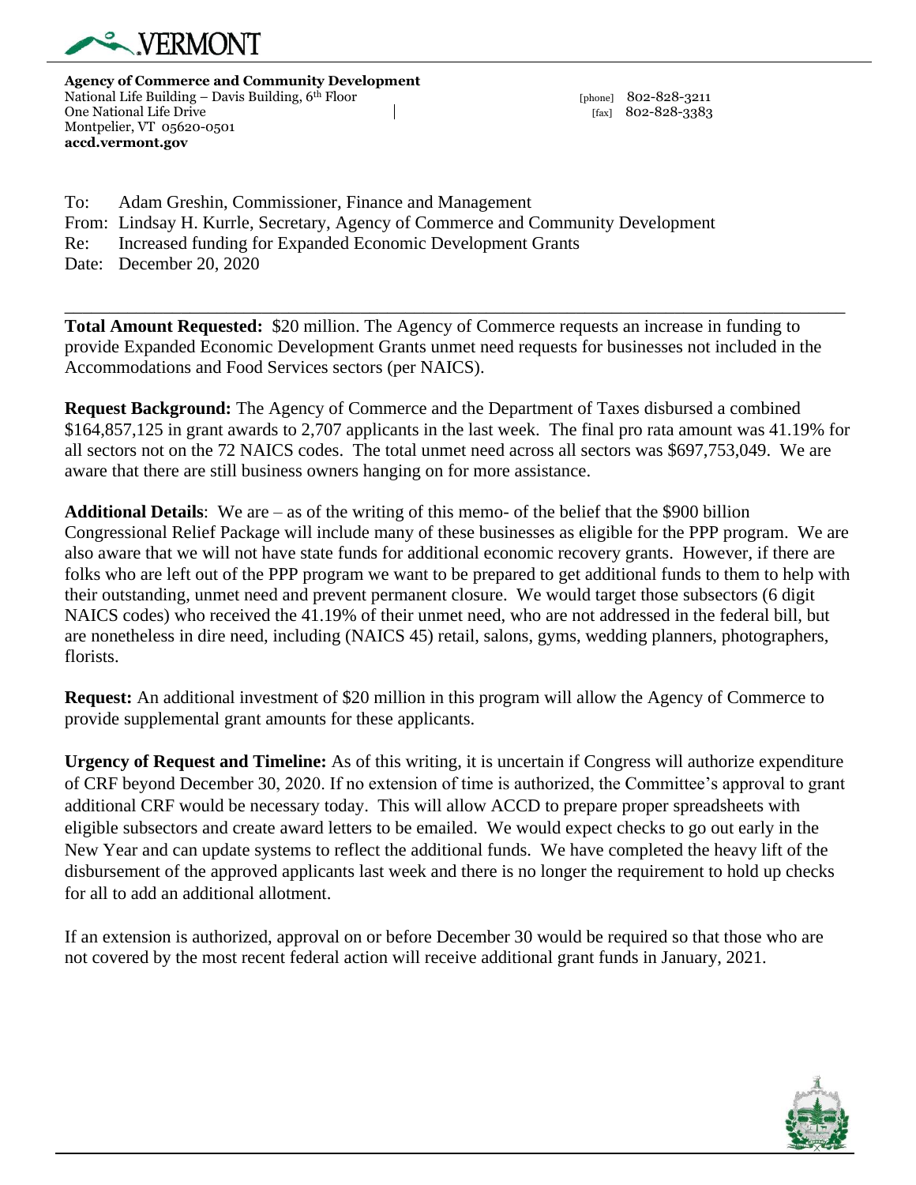VERMONT

**Agency of Commerce and Community Development**
National Life Building – Davis Building, 6th Floor
One National Life Drive
Montpelier, VT 05620-0501
**accd.vermont.gov**

[phone] 802-828-3211
[fax] 802-828-3383

To: Adam Greshin, Commissioner, Finance and Management
From: Lindsay H. Kurrle, Secretary, Agency of Commerce and Community Development
Re: Increased funding for Expanded Economic Development Grants
Date: December 20, 2020

---

**Total Amount Requested:** $20 million. The Agency of Commerce requests an increase in funding to provide Expanded Economic Development Grants unmet need requests for businesses not included in the Accommodations and Food Services sectors (per NAICS).

**Request Background:** The Agency of Commerce and the Department of Taxes disbursed a combined $164,857,125 in grant awards to 2,707 applicants in the last week. The final pro rata amount was 41.19% for all sectors not on the 72 NAICS codes. The total unmet need across all sectors was $697,753,049. We are aware that there are still business owners hanging on for more assistance.

**Additional Details**: We are – as of the writing of this memo- of the belief that the $900 billion Congressional Relief Package will include many of these businesses as eligible for the PPP program. We are also aware that we will not have state funds for additional economic recovery grants. However, if there are folks who are left out of the PPP program we want to be prepared to get additional funds to them to help with their outstanding, unmet need and prevent permanent closure. We would target those subsectors (6 digit NAICS codes) who received the 41.19% of their unmet need, who are not addressed in the federal bill, but are nonetheless in dire need, including (NAICS 45) retail, salons, gyms, wedding planners, photographers, florists.

**Request:** An additional investment of $20 million in this program will allow the Agency of Commerce to provide supplemental grant amounts for these applicants.

**Urgency of Request and Timeline:** As of this writing, it is uncertain if Congress will authorize expenditure of CRF beyond December 30, 2020. If no extension of time is authorized, the Committee's approval to grant additional CRF would be necessary today. This will allow ACCD to prepare proper spreadsheets with eligible subsectors and create award letters to be emailed. We would expect checks to go out early in the New Year and can update systems to reflect the additional funds. We have completed the heavy lift of the disbursement of the approved applicants last week and there is no longer the requirement to hold up checks for all to add an additional allotment.

If an extension is authorized, approval on or before December 30 would be required so that those who are not covered by the most recent federal action will receive additional grant funds in January, 2021.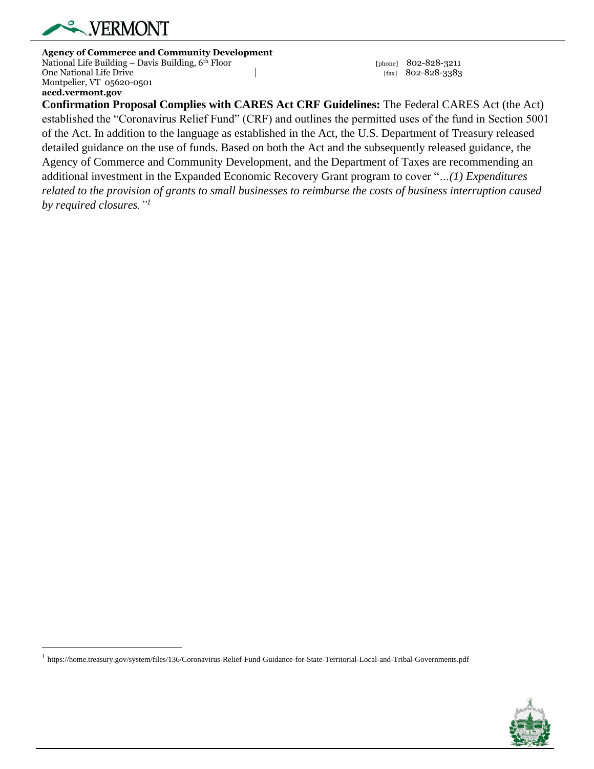**Confirmation Proposal Complies with CARES Act CRF Guidelines:** The Federal CARES Act (the Act) established the "Coronavirus Relief Fund" (CRF) and outlines the permitted uses of the fund in Section 5001 of the Act. In addition to the language as established in the Act, the U.S. Department of Treasury released detailed guidance on the use of funds. Based on both the Act and the subsequently released guidance, the Agency of Commerce and Community Development, and the Department of Taxes are recommending an additional investment in the Expanded Economic Recovery Grant program to cover "*...(1) Expenditures related to the provision of grants to small businesses to reimburse the costs of business interruption caused by required closures."*[1]

[1] https://home.treasury.gov/system/files/136/Coronavirus-Relief-Fund-Guidance-for-State-Territorial-Local-and-Tribal-Governments.pdf